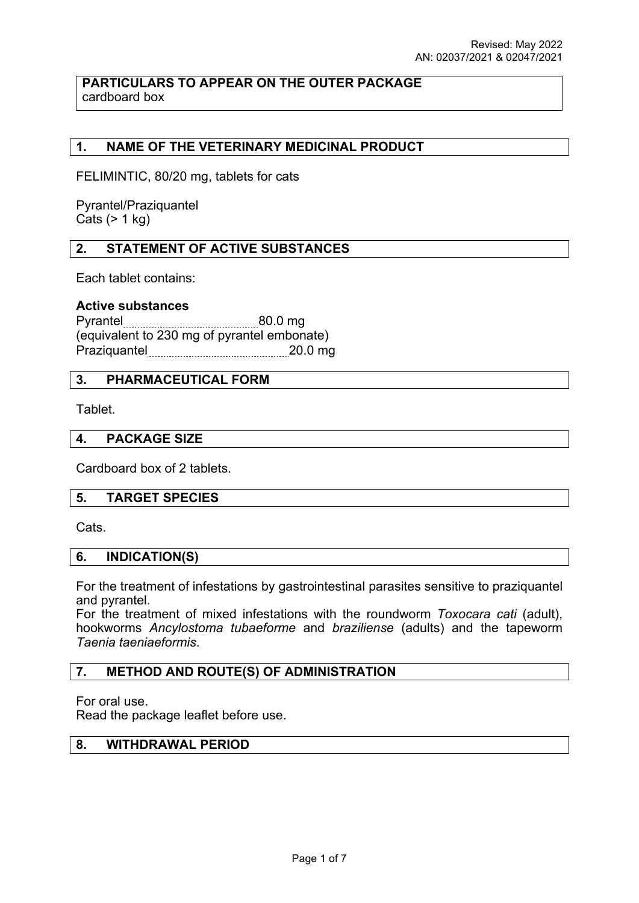Revised: May 2022
AN: 02037/2021 & 02047/2021

**PARTICULARS TO APPEAR ON THE OUTER PACKAGE**
cardboard box

## 1. NAME OF THE VETERINARY MEDICINAL PRODUCT

FELIMINTIC, 80/20 mg, tablets for cats

Pyrantel/Praziquantel
Cats (> 1 kg)

## 2. STATEMENT OF ACTIVE SUBSTANCES

Each tablet contains:

**Active substances**
Pyrantel .......................................... 80.0 mg
(equivalent to 230 mg of pyrantel embonate)
Praziquantel ........................................ 20.0 mg

## 3. PHARMACEUTICAL FORM

Tablet.

## 4. PACKAGE SIZE

Cardboard box of 2 tablets.

## 5. TARGET SPECIES

Cats.

## 6. INDICATION(S)

For the treatment of infestations by gastrointestinal parasites sensitive to praziquantel and pyrantel.
For the treatment of mixed infestations with the roundworm *Toxocara cati* (adult), hookworms *Ancylostoma tubaeforme* and *braziliense* (adults) and the tapeworm *Taenia taeniaeformis*.

## 7. METHOD AND ROUTE(S) OF ADMINISTRATION

For oral use.
Read the package leaflet before use.

## 8. WITHDRAWAL PERIOD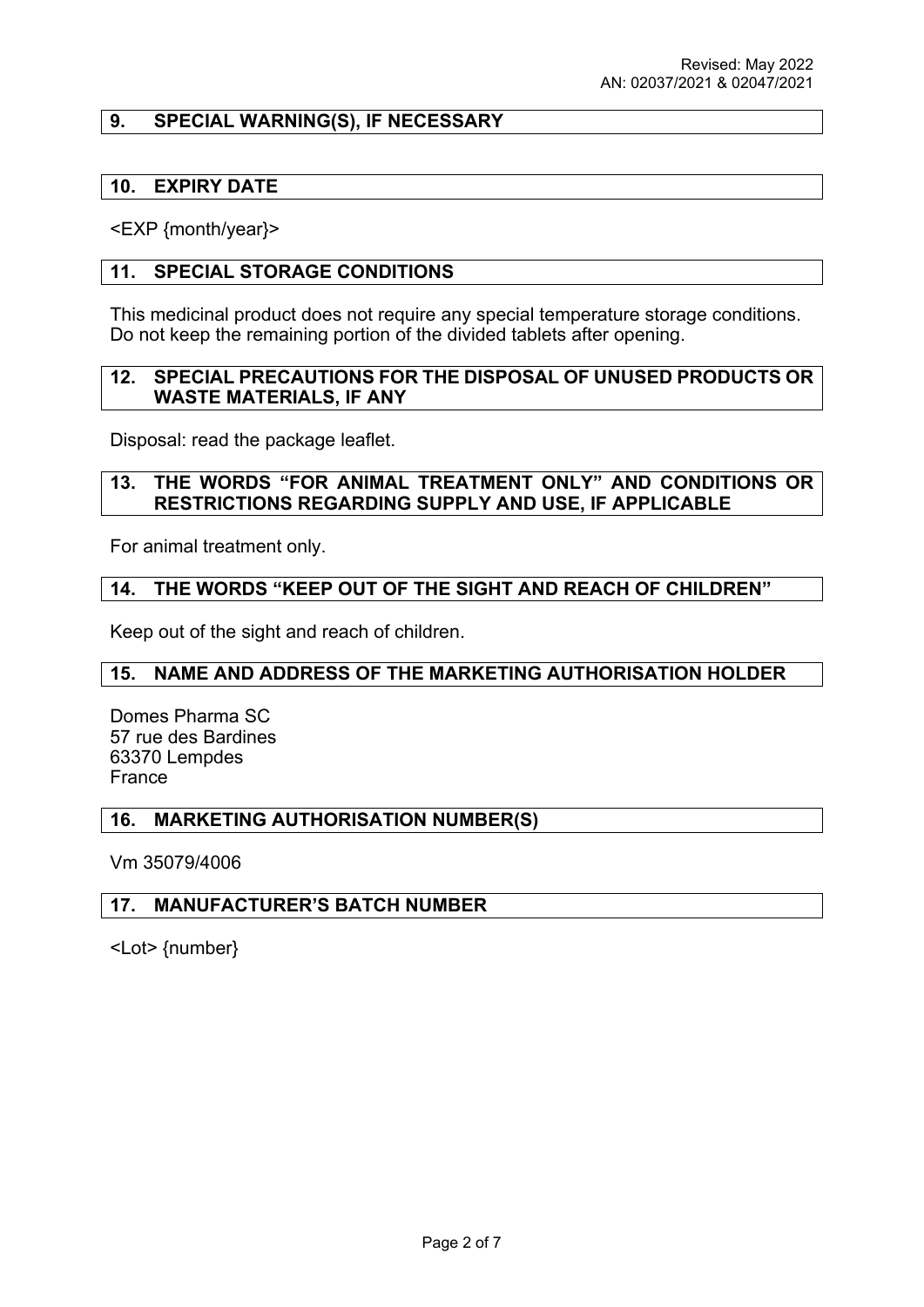## 9. SPECIAL WARNING(S), IF NECESSARY

## 10. EXPIRY DATE

<EXP {month/year}>

## 11. SPECIAL STORAGE CONDITIONS

This medicinal product does not require any special temperature storage conditions.
Do not keep the remaining portion of the divided tablets after opening.

## 12. SPECIAL PRECAUTIONS FOR THE DISPOSAL OF UNUSED PRODUCTS OR WASTE MATERIALS, IF ANY

Disposal: read the package leaflet.

## 13. THE WORDS "FOR ANIMAL TREATMENT ONLY" AND CONDITIONS OR RESTRICTIONS REGARDING SUPPLY AND USE, IF APPLICABLE

For animal treatment only.

## 14. THE WORDS "KEEP OUT OF THE SIGHT AND REACH OF CHILDREN"

Keep out of the sight and reach of children.

## 15. NAME AND ADDRESS OF THE MARKETING AUTHORISATION HOLDER

Domes Pharma SC
57 rue des Bardines
63370 Lempdes
France

## 16. MARKETING AUTHORISATION NUMBER(S)

Vm 35079/4006

## 17. MANUFACTURER'S BATCH NUMBER

<Lot> {number}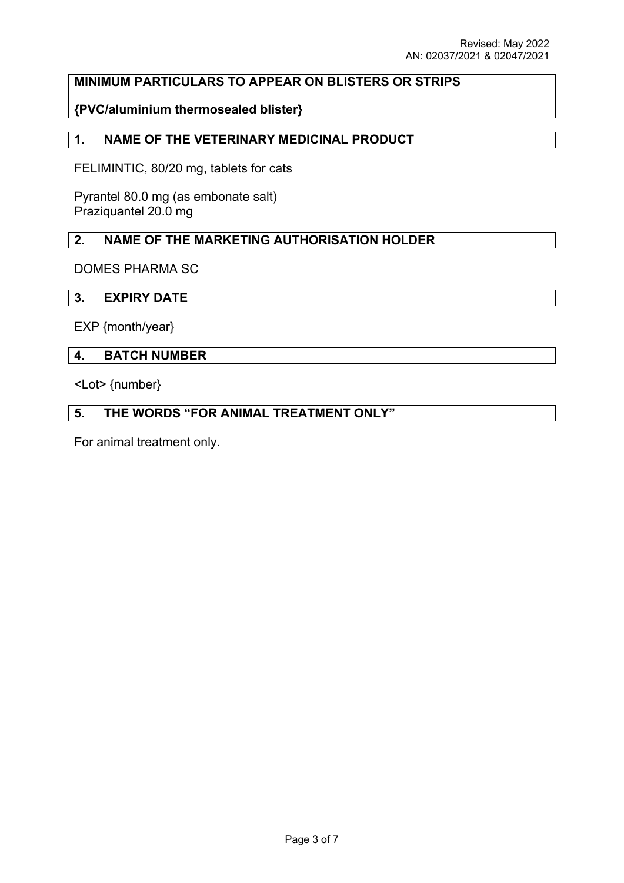**MINIMUM PARTICULARS TO APPEAR ON BLISTERS OR STRIPS**

**{PVC/aluminium thermosealed blister}**

## 1. NAME OF THE VETERINARY MEDICINAL PRODUCT

FELIMINTIC, 80/20 mg, tablets for cats

Pyrantel 80.0 mg (as embonate salt)
Praziquantel 20.0 mg

## 2. NAME OF THE MARKETING AUTHORISATION HOLDER

DOMES PHARMA SC

## 3. EXPIRY DATE

EXP {month/year}

## 4. BATCH NUMBER

<Lot> {number}

## 5. THE WORDS "FOR ANIMAL TREATMENT ONLY"

For animal treatment only.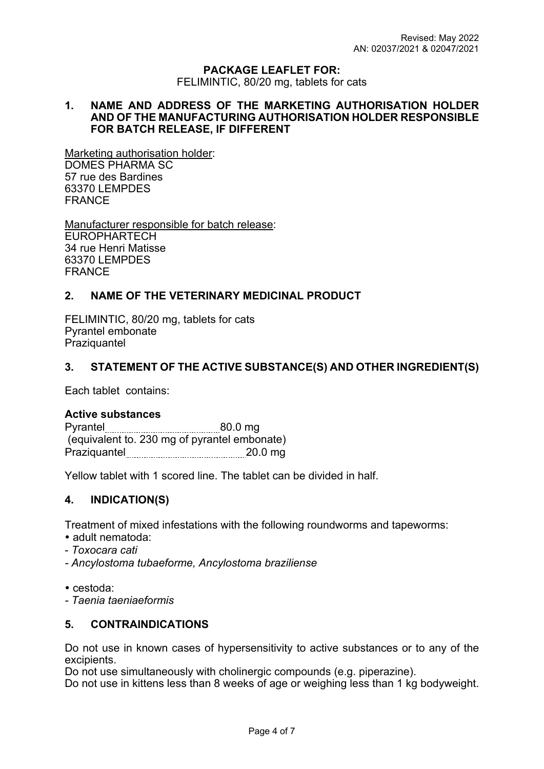Revised: May 2022
AN: 02037/2021 & 02047/2021

**PACKAGE LEAFLET FOR:**
FELIMINTIC, 80/20 mg, tablets for cats

## 1. NAME AND ADDRESS OF THE MARKETING AUTHORISATION HOLDER AND OF THE MANUFACTURING AUTHORISATION HOLDER RESPONSIBLE FOR BATCH RELEASE, IF DIFFERENT

Marketing authorisation holder:
DOMES PHARMA SC
57 rue des Bardines
63370 LEMPDES
FRANCE

Manufacturer responsible for batch release:
EUROPHARTECH
34 rue Henri Matisse
63370 LEMPDES
FRANCE

## 2. NAME OF THE VETERINARY MEDICINAL PRODUCT

FELIMINTIC, 80/20 mg, tablets for cats
Pyrantel embonate
Praziquantel

## 3. STATEMENT OF THE ACTIVE SUBSTANCE(S) AND OTHER INGREDIENT(S)

Each tablet contains:

**Active substances**

Pyrantel ........................................ 80.0 mg
(equivalent to. 230 mg of pyrantel embonate)
Praziquantel ........................................ 20.0 mg

Yellow tablet with 1 scored line. The tablet can be divided in half.

## 4. INDICATION(S)

Treatment of mixed infestations with the following roundworms and tapeworms:

- adult nematoda:
  - *Toxocara cati*
  - *Ancylostoma tubaeforme, Ancylostoma braziliense*
- cestoda:
  - *Taenia taeniaeformis*

## 5. CONTRAINDICATIONS

Do not use in known cases of hypersensitivity to active substances or to any of the excipients.
Do not use simultaneously with cholinergic compounds (e.g. piperazine).
Do not use in kittens less than 8 weeks of age or weighing less than 1 kg bodyweight.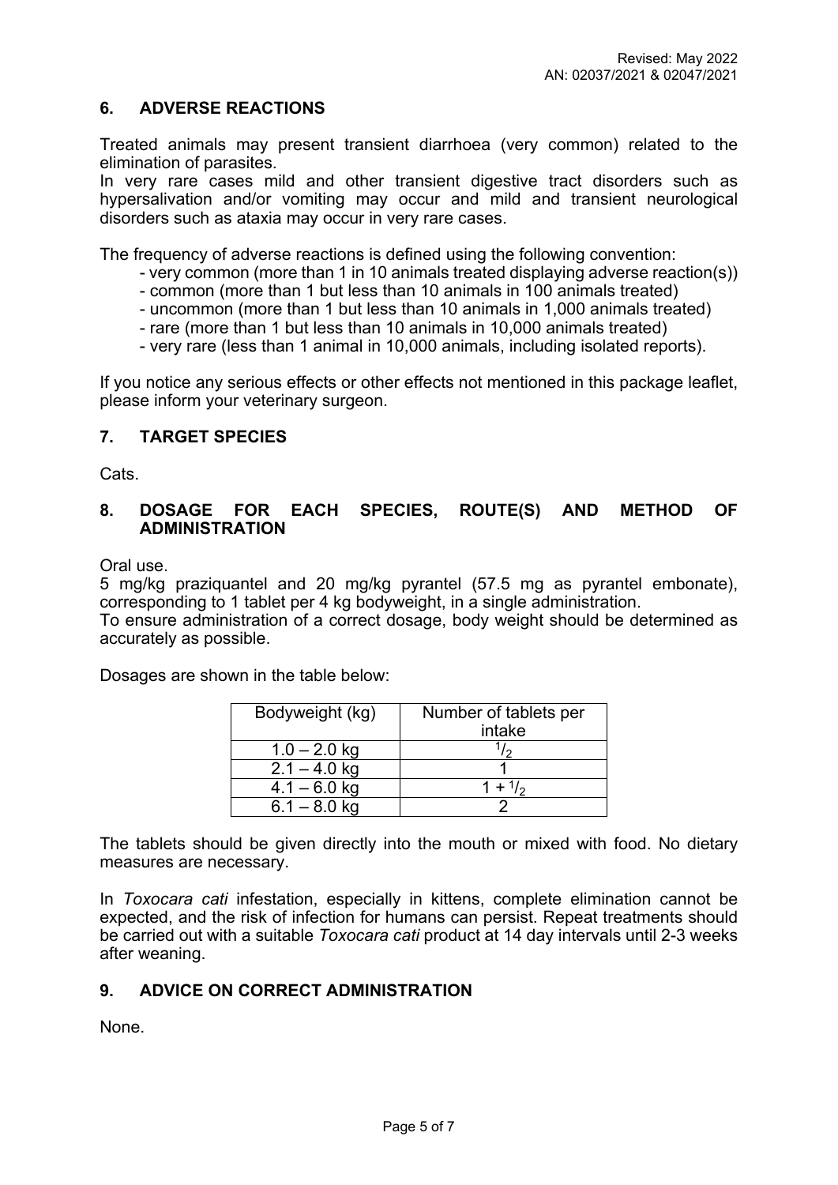## 6. ADVERSE REACTIONS

Treated animals may present transient diarrhoea (very common) related to the elimination of parasites.
In very rare cases mild and other transient digestive tract disorders such as hypersalivation and/or vomiting may occur and mild and transient neurological disorders such as ataxia may occur in very rare cases.

The frequency of adverse reactions is defined using the following convention:

- very common (more than 1 in 10 animals treated displaying adverse reaction(s))
- common (more than 1 but less than 10 animals in 100 animals treated)
- uncommon (more than 1 but less than 10 animals in 1,000 animals treated)
- rare (more than 1 but less than 10 animals in 10,000 animals treated)
- very rare (less than 1 animal in 10,000 animals, including isolated reports).

If you notice any serious effects or other effects not mentioned in this package leaflet, please inform your veterinary surgeon.

## 7. TARGET SPECIES

Cats.

## 8. DOSAGE FOR EACH SPECIES, ROUTE(S) AND METHOD OF ADMINISTRATION

Oral use.
5 mg/kg praziquantel and 20 mg/kg pyrantel (57.5 mg as pyrantel embonate), corresponding to 1 tablet per 4 kg bodyweight, in a single administration.
To ensure administration of a correct dosage, body weight should be determined as accurately as possible.

Dosages are shown in the table below:

| Bodyweight (kg) | Number of tablets per intake |
|---|---|
| 1.0 – 2.0 kg | $^{1}/_{2}$ |
| 2.1 – 4.0 kg | 1 |
| 4.1 – 6.0 kg | 1 + $^{1}/_{2}$ |
| 6.1 – 8.0 kg | 2 |

The tablets should be given directly into the mouth or mixed with food. No dietary measures are necessary.

In *Toxocara cati* infestation, especially in kittens, complete elimination cannot be expected, and the risk of infection for humans can persist. Repeat treatments should be carried out with a suitable *Toxocara cati* product at 14 day intervals until 2-3 weeks after weaning.

## 9. ADVICE ON CORRECT ADMINISTRATION

None.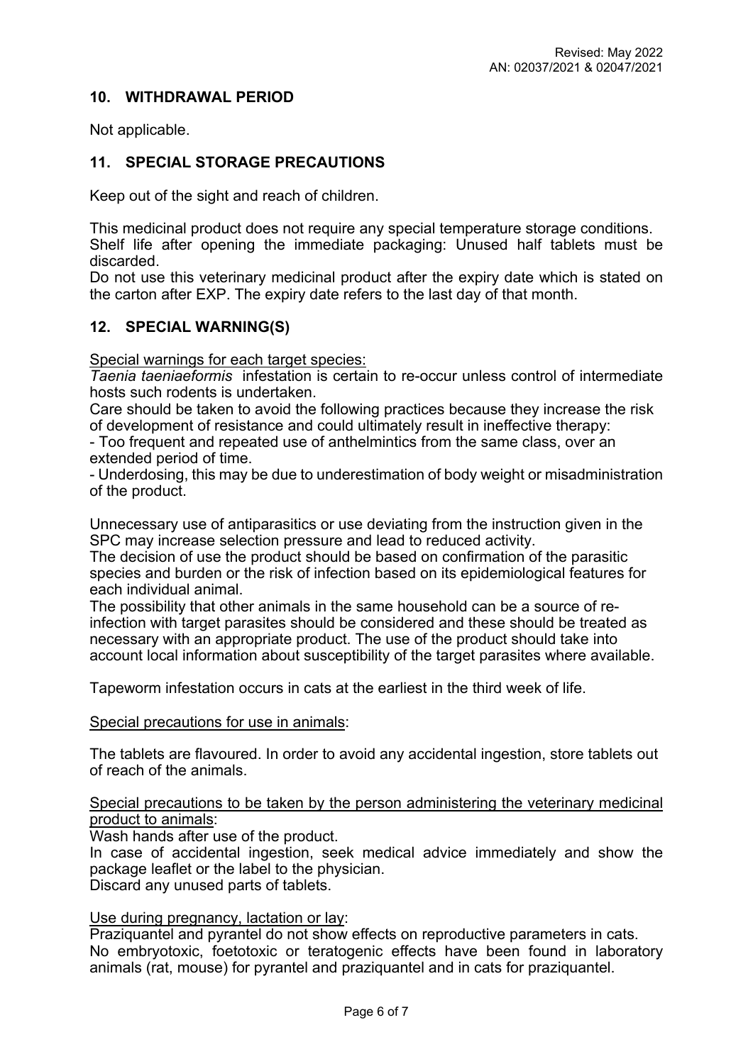## 10. WITHDRAWAL PERIOD

Not applicable.

## 11. SPECIAL STORAGE PRECAUTIONS

Keep out of the sight and reach of children.

This medicinal product does not require any special temperature storage conditions.
Shelf life after opening the immediate packaging: Unused half tablets must be discarded.
Do not use this veterinary medicinal product after the expiry date which is stated on the carton after EXP. The expiry date refers to the last day of that month.

## 12. SPECIAL WARNING(S)

Special warnings for each target species:
*Taenia taeniaeformis* infestation is certain to re-occur unless control of intermediate hosts such rodents is undertaken.
Care should be taken to avoid the following practices because they increase the risk of development of resistance and could ultimately result in ineffective therapy:
- Too frequent and repeated use of anthelmintics from the same class, over an extended period of time.
- Underdosing, this may be due to underestimation of body weight or misadministration of the product.

Unnecessary use of antiparasitics or use deviating from the instruction given in the SPC may increase selection pressure and lead to reduced activity.
The decision of use the product should be based on confirmation of the parasitic species and burden or the risk of infection based on its epidemiological features for each individual animal.
The possibility that other animals in the same household can be a source of re-infection with target parasites should be considered and these should be treated as necessary with an appropriate product. The use of the product should take into account local information about susceptibility of the target parasites where available.

Tapeworm infestation occurs in cats at the earliest in the third week of life.

Special precautions for use in animals:

The tablets are flavoured. In order to avoid any accidental ingestion, store tablets out of reach of the animals.

Special precautions to be taken by the person administering the veterinary medicinal product to animals:
Wash hands after use of the product.
In case of accidental ingestion, seek medical advice immediately and show the package leaflet or the label to the physician.
Discard any unused parts of tablets.

Use during pregnancy, lactation or lay:
Praziquantel and pyrantel do not show effects on reproductive parameters in cats.
No embryotoxic, foetotoxic or teratogenic effects have been found in laboratory animals (rat, mouse) for pyrantel and praziquantel and in cats for praziquantel.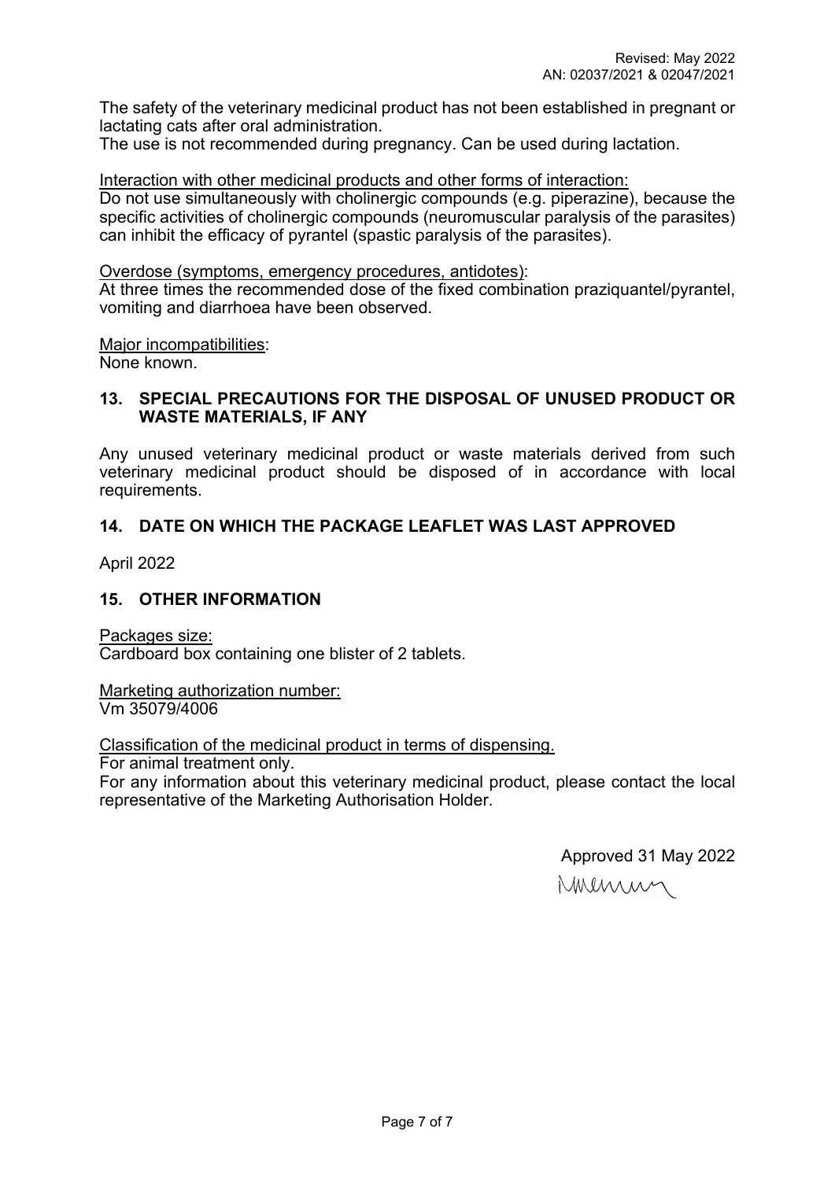The safety of the veterinary medicinal product has not been established in pregnant or lactating cats after oral administration.
The use is not recommended during pregnancy. Can be used during lactation.

Interaction with other medicinal products and other forms of interaction:
Do not use simultaneously with cholinergic compounds (e.g. piperazine), because the specific activities of cholinergic compounds (neuromuscular paralysis of the parasites) can inhibit the efficacy of pyrantel (spastic paralysis of the parasites).

Overdose (symptoms, emergency procedures, antidotes):
At three times the recommended dose of the fixed combination praziquantel/pyrantel, vomiting and diarrhoea have been observed.

Major incompatibilities:
None known.

## 13. SPECIAL PRECAUTIONS FOR THE DISPOSAL OF UNUSED PRODUCT OR WASTE MATERIALS, IF ANY

Any unused veterinary medicinal product or waste materials derived from such veterinary medicinal product should be disposed of in accordance with local requirements.

## 14. DATE ON WHICH THE PACKAGE LEAFLET WAS LAST APPROVED

April 2022

## 15. OTHER INFORMATION

Packages size:
Cardboard box containing one blister of 2 tablets.

Marketing authorization number:
Vm 35079/4006

Classification of the medicinal product in terms of dispensing.
For animal treatment only.
For any information about this veterinary medicinal product, please contact the local representative of the Marketing Authorisation Holder.

Approved 31 May 2022